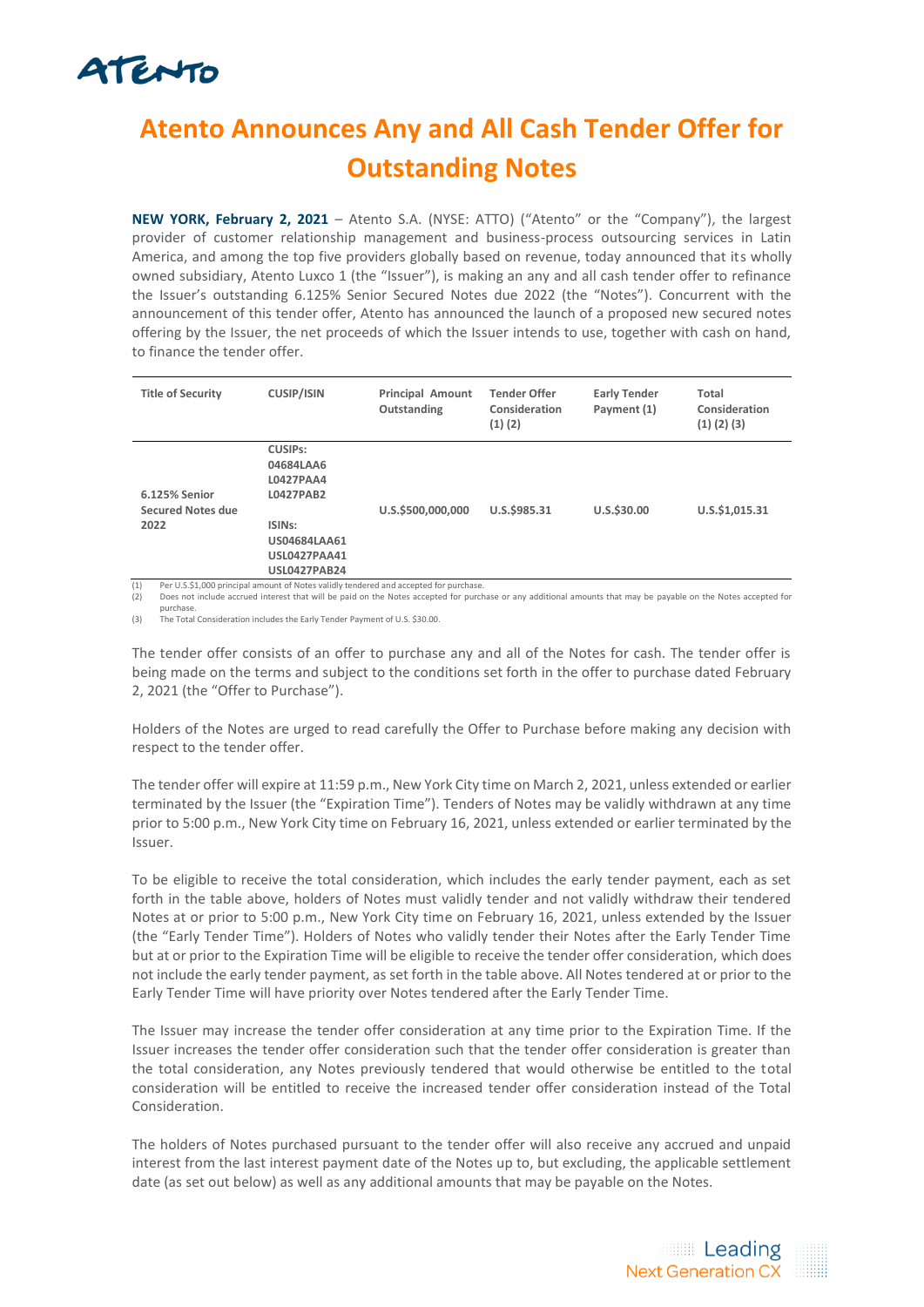# Atento Announces Any and All Cash Tender Offer for Outstanding Notes

**NEW YORK, February 2, 2021** – Atento S.A. (NYSE: ATTO) ("Atento" or the "Company"), the largest provider of customer relationship management and business-process outsourcing services in Latin America, and among the top five providers globally based on revenue, today announced that its wholly owned subsidiary, Atento Luxco 1 (the "Issuer"), is making an any and all cash tender offer to refinance the Issuer's outstanding 6.125% Senior Secured Notes due 2022 (the "Notes"). Concurrent with the announcement of this tender offer, Atento has announced the launch of a proposed new secured notes offering by the Issuer, the net proceeds of which the Issuer intends to use, together with cash on hand, to finance the tender offer.

| Title of Security | CUSIP/ISIN | Principal Amount Outstanding | Tender Offer Consideration (1) (2) | Early Tender Payment (1) | Total Consideration (1) (2) (3) |
|---|---|---|---|---|---|
| 6.125% Senior Secured Notes due 2022 | CUSIPs: 04684LAA6 L0427PAA4 L0427PAB2 ISINs: US04684LAA61 USL0427PAA41 USL0427PAB24 | U.S.$500,000,000 | U.S.$985.31 | U.S.$30.00 | U.S.$1,015.31 |

(1) Per U.S.$1,000 principal amount of Notes validly tendered and accepted for purchase.
(2) Does not include accrued interest that will be paid on the Notes accepted for purchase or any additional amounts that may be payable on the Notes accepted for purchase.
(3) The Total Consideration includes the Early Tender Payment of U.S. $30.00.

The tender offer consists of an offer to purchase any and all of the Notes for cash. The tender offer is being made on the terms and subject to the conditions set forth in the offer to purchase dated February 2, 2021 (the "Offer to Purchase").

Holders of the Notes are urged to read carefully the Offer to Purchase before making any decision with respect to the tender offer.

The tender offer will expire at 11:59 p.m., New York City time on March 2, 2021, unless extended or earlier terminated by the Issuer (the "Expiration Time"). Tenders of Notes may be validly withdrawn at any time prior to 5:00 p.m., New York City time on February 16, 2021, unless extended or earlier terminated by the Issuer.

To be eligible to receive the total consideration, which includes the early tender payment, each as set forth in the table above, holders of Notes must validly tender and not validly withdraw their tendered Notes at or prior to 5:00 p.m., New York City time on February 16, 2021, unless extended by the Issuer (the "Early Tender Time"). Holders of Notes who validly tender their Notes after the Early Tender Time but at or prior to the Expiration Time will be eligible to receive the tender offer consideration, which does not include the early tender payment, as set forth in the table above. All Notes tendered at or prior to the Early Tender Time will have priority over Notes tendered after the Early Tender Time.

The Issuer may increase the tender offer consideration at any time prior to the Expiration Time. If the Issuer increases the tender offer consideration such that the tender offer consideration is greater than the total consideration, any Notes previously tendered that would otherwise be entitled to the total consideration will be entitled to receive the increased tender offer consideration instead of the Total Consideration.

The holders of Notes purchased pursuant to the tender offer will also receive any accrued and unpaid interest from the last interest payment date of the Notes up to, but excluding, the applicable settlement date (as set out below) as well as any additional amounts that may be payable on the Notes.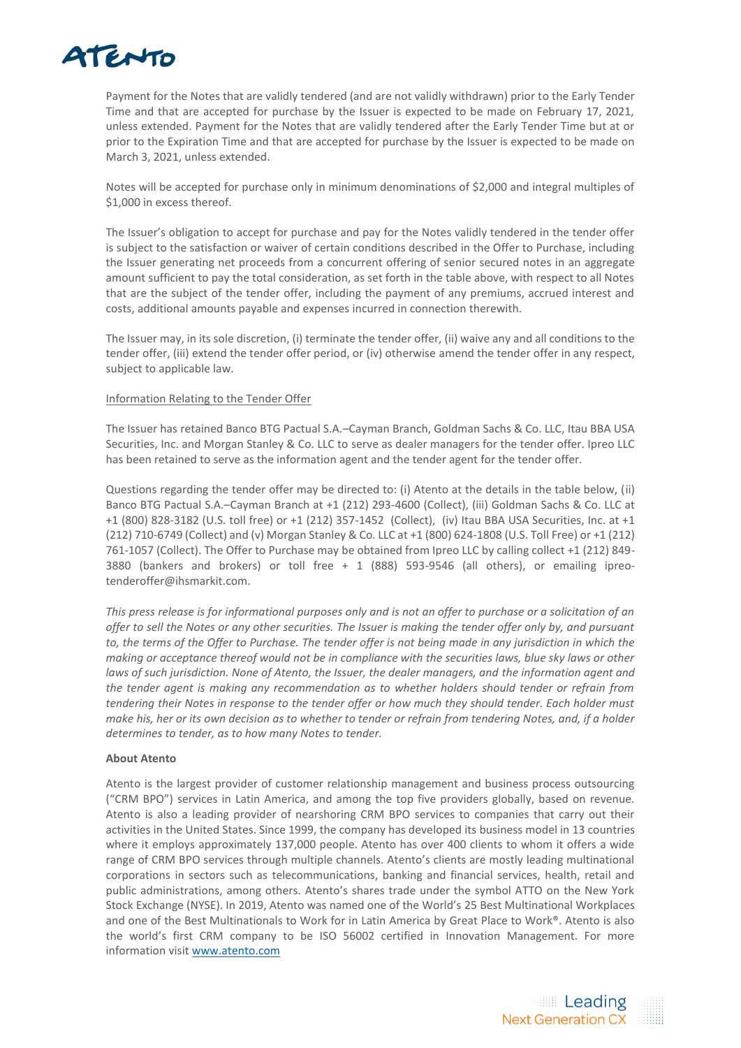Payment for the Notes that are validly tendered (and are not validly withdrawn) prior to the Early Tender Time and that are accepted for purchase by the Issuer is expected to be made on February 17, 2021, unless extended. Payment for the Notes that are validly tendered after the Early Tender Time but at or prior to the Expiration Time and that are accepted for purchase by the Issuer is expected to be made on March 3, 2021, unless extended.

Notes will be accepted for purchase only in minimum denominations of $2,000 and integral multiples of $1,000 in excess thereof.

The Issuer's obligation to accept for purchase and pay for the Notes validly tendered in the tender offer is subject to the satisfaction or waiver of certain conditions described in the Offer to Purchase, including the Issuer generating net proceeds from a concurrent offering of senior secured notes in an aggregate amount sufficient to pay the total consideration, as set forth in the table above, with respect to all Notes that are the subject of the tender offer, including the payment of any premiums, accrued interest and costs, additional amounts payable and expenses incurred in connection therewith.

The Issuer may, in its sole discretion, (i) terminate the tender offer, (ii) waive any and all conditions to the tender offer, (iii) extend the tender offer period, or (iv) otherwise amend the tender offer in any respect, subject to applicable law.

Information Relating to the Tender Offer

The Issuer has retained Banco BTG Pactual S.A.–Cayman Branch, Goldman Sachs & Co. LLC, Itau BBA USA Securities, Inc. and Morgan Stanley & Co. LLC to serve as dealer managers for the tender offer. Ipreo LLC has been retained to serve as the information agent and the tender agent for the tender offer.

Questions regarding the tender offer may be directed to: (i) Atento at the details in the table below, (ii) Banco BTG Pactual S.A.–Cayman Branch at +1 (212) 293-4600 (Collect), (iii) Goldman Sachs & Co. LLC at +1 (800) 828-3182 (U.S. toll free) or +1 (212) 357-1452 (Collect), (iv) Itau BBA USA Securities, Inc. at +1 (212) 710-6749 (Collect) and (v) Morgan Stanley & Co. LLC at +1 (800) 624-1808 (U.S. Toll Free) or +1 (212) 761-1057 (Collect). The Offer to Purchase may be obtained from Ipreo LLC by calling collect +1 (212) 849-3880 (bankers and brokers) or toll free + 1 (888) 593-9546 (all others), or emailing ipreo-tenderoffer@ihsmarkit.com.

*This press release is for informational purposes only and is not an offer to purchase or a solicitation of an offer to sell the Notes or any other securities. The Issuer is making the tender offer only by, and pursuant to, the terms of the Offer to Purchase. The tender offer is not being made in any jurisdiction in which the making or acceptance thereof would not be in compliance with the securities laws, blue sky laws or other laws of such jurisdiction. None of Atento, the Issuer, the dealer managers, and the information agent and the tender agent is making any recommendation as to whether holders should tender or refrain from tendering their Notes in response to the tender offer or how much they should tender. Each holder must make his, her or its own decision as to whether to tender or refrain from tendering Notes, and, if a holder determines to tender, as to how many Notes to tender.*

**About Atento**

Atento is the largest provider of customer relationship management and business process outsourcing ("CRM BPO") services in Latin America, and among the top five providers globally, based on revenue. Atento is also a leading provider of nearshoring CRM BPO services to companies that carry out their activities in the United States. Since 1999, the company has developed its business model in 13 countries where it employs approximately 137,000 people. Atento has over 400 clients to whom it offers a wide range of CRM BPO services through multiple channels. Atento's clients are mostly leading multinational corporations in sectors such as telecommunications, banking and financial services, health, retail and public administrations, among others. Atento's shares trade under the symbol ATTO on the New York Stock Exchange (NYSE). In 2019, Atento was named one of the World's 25 Best Multinational Workplaces and one of the Best Multinationals to Work for in Latin America by Great Place to Work®. Atento is also the world's first CRM company to be ISO 56002 certified in Innovation Management. For more information visit www.atento.com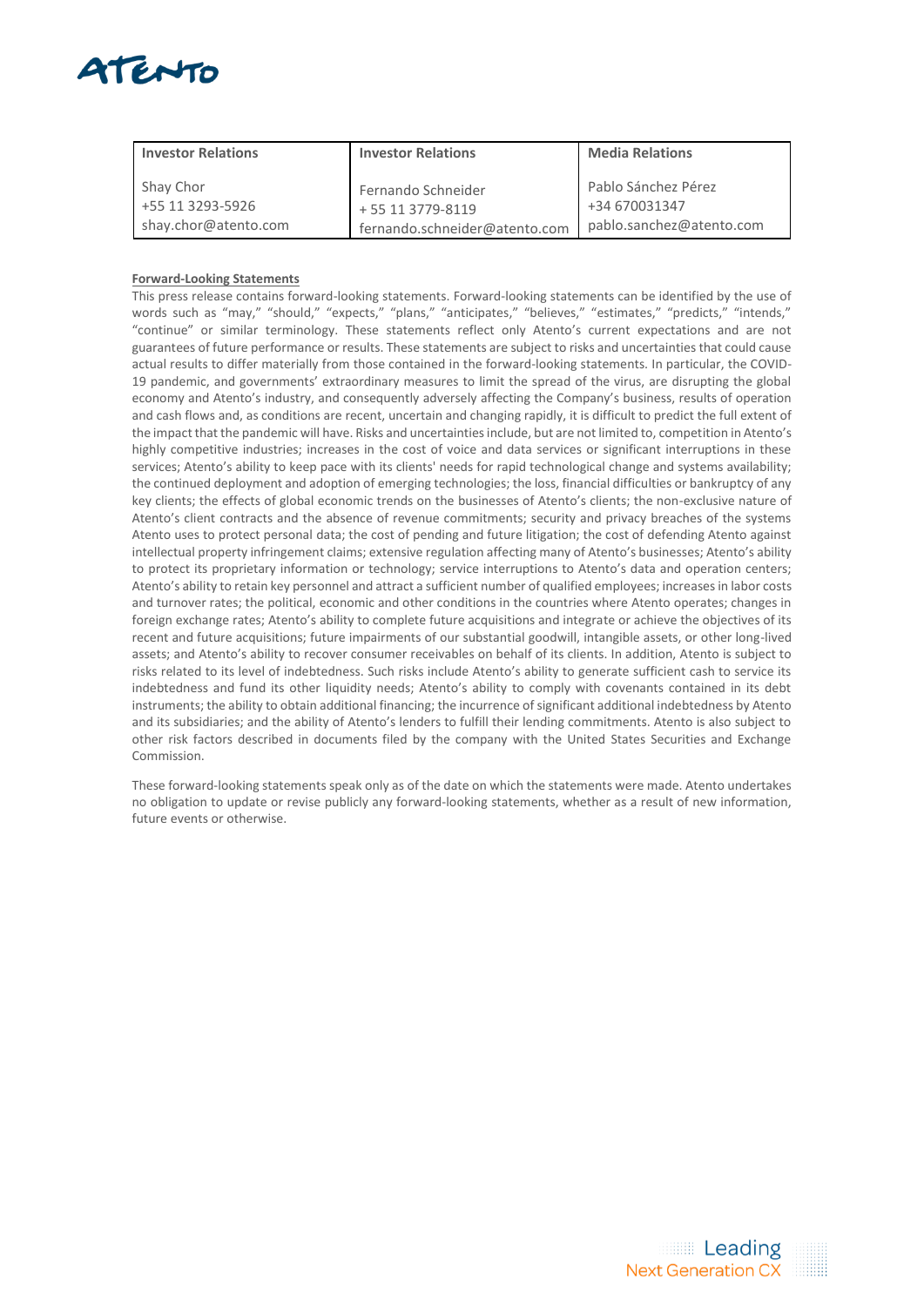| Investor Relations | Investor Relations | Media Relations |
| --- | --- | --- |
| Shay Chor<br>+55 11 3293-5926<br>shay.chor@atento.com | Fernando Schneider<br>+ 55 11 3779-8119<br>fernando.schneider@atento.com | Pablo Sánchez Pérez<br>+34 670031347<br>pablo.sanchez@atento.com |

**Forward-Looking Statements**

This press release contains forward-looking statements. Forward-looking statements can be identified by the use of words such as "may," "should," "expects," "plans," "anticipates," "believes," "estimates," "predicts," "intends," "continue" or similar terminology. These statements reflect only Atento's current expectations and are not guarantees of future performance or results. These statements are subject to risks and uncertainties that could cause actual results to differ materially from those contained in the forward-looking statements. In particular, the COVID-19 pandemic, and governments' extraordinary measures to limit the spread of the virus, are disrupting the global economy and Atento's industry, and consequently adversely affecting the Company's business, results of operation and cash flows and, as conditions are recent, uncertain and changing rapidly, it is difficult to predict the full extent of the impact that the pandemic will have. Risks and uncertainties include, but are not limited to, competition in Atento's highly competitive industries; increases in the cost of voice and data services or significant interruptions in these services; Atento's ability to keep pace with its clients' needs for rapid technological change and systems availability; the continued deployment and adoption of emerging technologies; the loss, financial difficulties or bankruptcy of any key clients; the effects of global economic trends on the businesses of Atento's clients; the non-exclusive nature of Atento's client contracts and the absence of revenue commitments; security and privacy breaches of the systems Atento uses to protect personal data; the cost of pending and future litigation; the cost of defending Atento against intellectual property infringement claims; extensive regulation affecting many of Atento's businesses; Atento's ability to protect its proprietary information or technology; service interruptions to Atento's data and operation centers; Atento's ability to retain key personnel and attract a sufficient number of qualified employees; increases in labor costs and turnover rates; the political, economic and other conditions in the countries where Atento operates; changes in foreign exchange rates; Atento's ability to complete future acquisitions and integrate or achieve the objectives of its recent and future acquisitions; future impairments of our substantial goodwill, intangible assets, or other long-lived assets; and Atento's ability to recover consumer receivables on behalf of its clients. In addition, Atento is subject to risks related to its level of indebtedness. Such risks include Atento's ability to generate sufficient cash to service its indebtedness and fund its other liquidity needs; Atento's ability to comply with covenants contained in its debt instruments; the ability to obtain additional financing; the incurrence of significant additional indebtedness by Atento and its subsidiaries; and the ability of Atento's lenders to fulfill their lending commitments. Atento is also subject to other risk factors described in documents filed by the company with the United States Securities and Exchange Commission.

These forward-looking statements speak only as of the date on which the statements were made. Atento undertakes no obligation to update or revise publicly any forward-looking statements, whether as a result of new information, future events or otherwise.